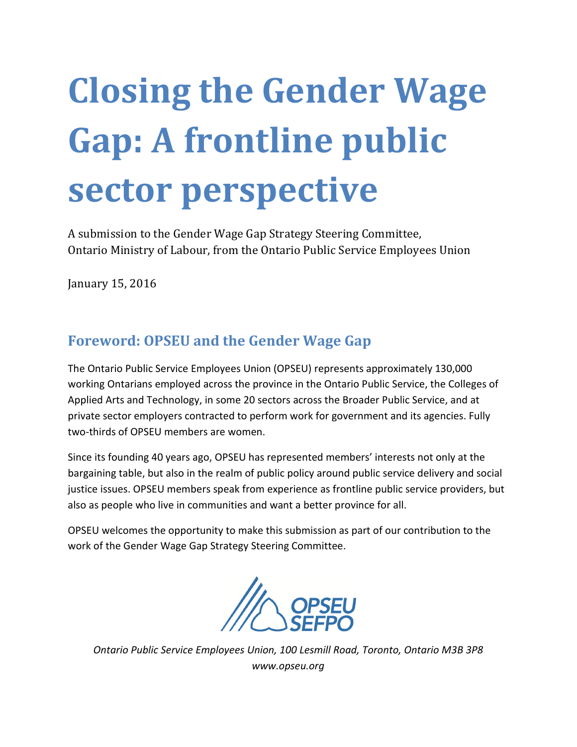# Closing the Gender Wage Gap: A frontline public sector perspective

A submission to the Gender Wage Gap Strategy Steering Committee, Ontario Ministry of Labour, from the Ontario Public Service Employees Union

January 15, 2016

## Foreword: OPSEU and the Gender Wage Gap

The Ontario Public Service Employees Union (OPSEU) represents approximately 130,000 working Ontarians employed across the province in the Ontario Public Service, the Colleges of Applied Arts and Technology, in some 20 sectors across the Broader Public Service, and at private sector employers contracted to perform work for government and its agencies. Fully two-thirds of OPSEU members are women.

Since its founding 40 years ago, OPSEU has represented members' interests not only at the bargaining table, but also in the realm of public policy around public service delivery and social justice issues. OPSEU members speak from experience as frontline public service providers, but also as people who live in communities and want a better province for all.

OPSEU welcomes the opportunity to make this submission as part of our contribution to the work of the Gender Wage Gap Strategy Steering Committee.

OPSEU SEFPO

*Ontario Public Service Employees Union, 100 Lesmill Road, Toronto, Ontario M3B 3P8*
*www.opseu.org*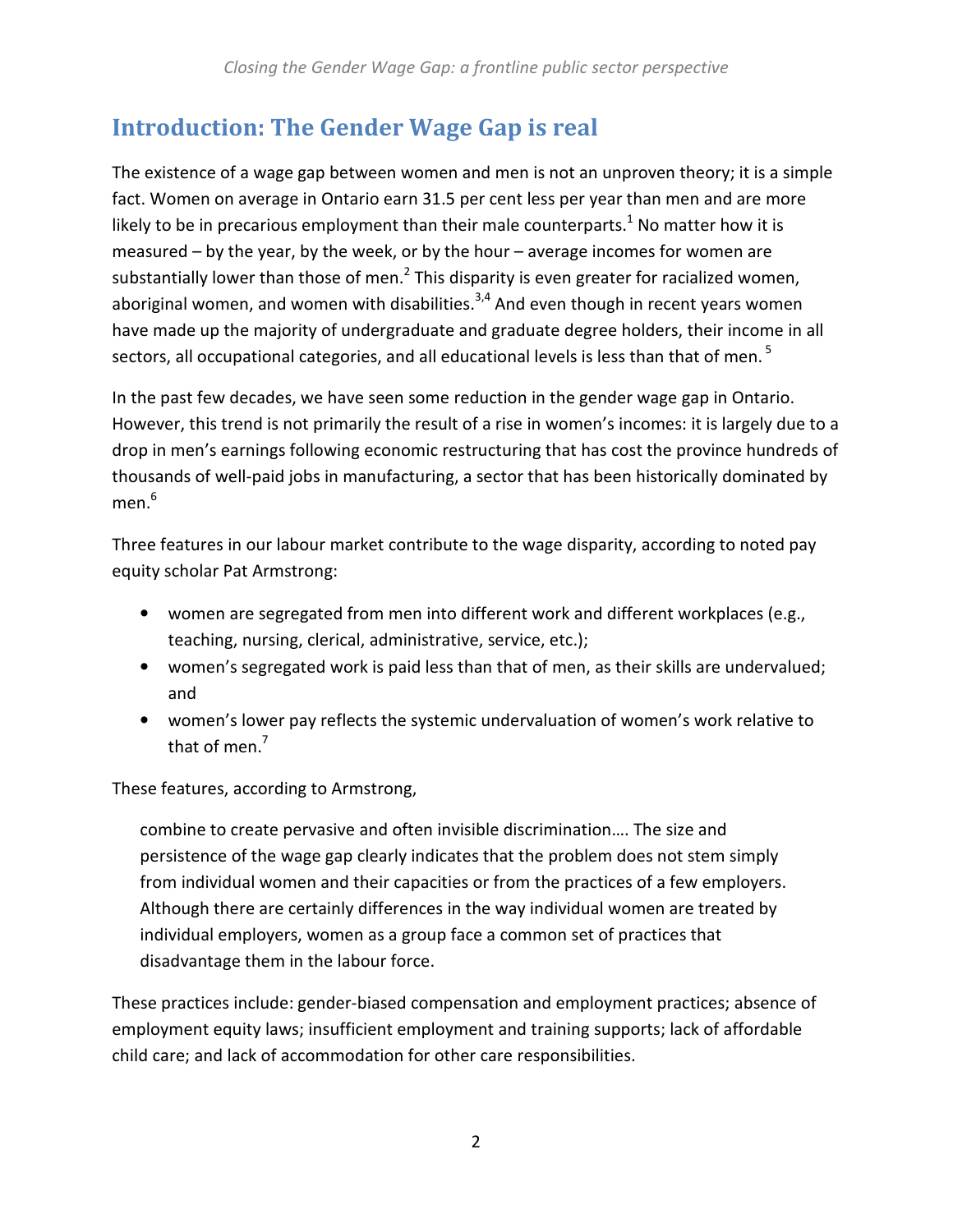## Introduction: The Gender Wage Gap is real

The existence of a wage gap between women and men is not an unproven theory; it is a simple fact. Women on average in Ontario earn 31.5 per cent less per year than men and are more likely to be in precarious employment than their male counterparts.[1] No matter how it is measured – by the year, by the week, or by the hour – average incomes for women are substantially lower than those of men.[2] This disparity is even greater for racialized women, aboriginal women, and women with disabilities.[3,4] And even though in recent years women have made up the majority of undergraduate and graduate degree holders, their income in all sectors, all occupational categories, and all educational levels is less than that of men.[5]

In the past few decades, we have seen some reduction in the gender wage gap in Ontario. However, this trend is not primarily the result of a rise in women's incomes: it is largely due to a drop in men's earnings following economic restructuring that has cost the province hundreds of thousands of well-paid jobs in manufacturing, a sector that has been historically dominated by men.[6]

Three features in our labour market contribute to the wage disparity, according to noted pay equity scholar Pat Armstrong:

- women are segregated from men into different work and different workplaces (e.g., teaching, nursing, clerical, administrative, service, etc.);
- women's segregated work is paid less than that of men, as their skills are undervalued; and
- women's lower pay reflects the systemic undervaluation of women's work relative to that of men.[7]

These features, according to Armstrong,

> combine to create pervasive and often invisible discrimination…. The size and persistence of the wage gap clearly indicates that the problem does not stem simply from individual women and their capacities or from the practices of a few employers. Although there are certainly differences in the way individual women are treated by individual employers, women as a group face a common set of practices that disadvantage them in the labour force.

These practices include: gender-biased compensation and employment practices; absence of employment equity laws; insufficient employment and training supports; lack of affordable child care; and lack of accommodation for other care responsibilities.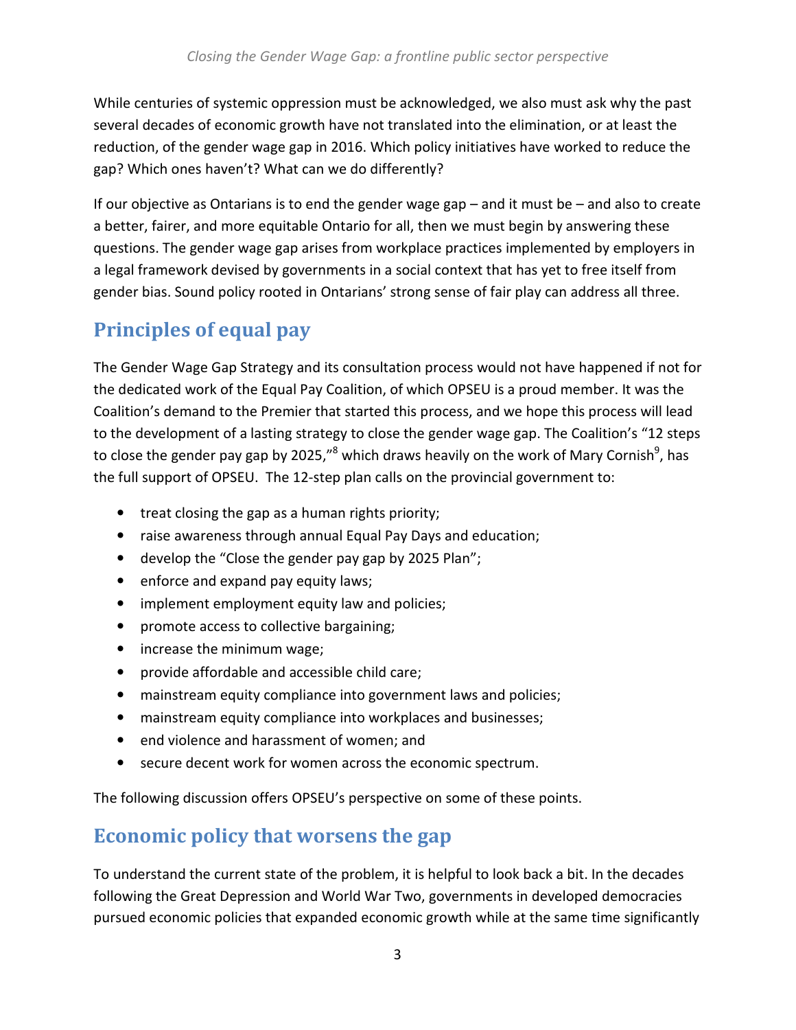While centuries of systemic oppression must be acknowledged, we also must ask why the past several decades of economic growth have not translated into the elimination, or at least the reduction, of the gender wage gap in 2016. Which policy initiatives have worked to reduce the gap? Which ones haven't? What can we do differently?

If our objective as Ontarians is to end the gender wage gap – and it must be – and also to create a better, fairer, and more equitable Ontario for all, then we must begin by answering these questions. The gender wage gap arises from workplace practices implemented by employers in a legal framework devised by governments in a social context that has yet to free itself from gender bias. Sound policy rooted in Ontarians' strong sense of fair play can address all three.

## Principles of equal pay

The Gender Wage Gap Strategy and its consultation process would not have happened if not for the dedicated work of the Equal Pay Coalition, of which OPSEU is a proud member. It was the Coalition's demand to the Premier that started this process, and we hope this process will lead to the development of a lasting strategy to close the gender wage gap. The Coalition's "12 steps to close the gender pay gap by 2025,"[8] which draws heavily on the work of Mary Cornish[9], has the full support of OPSEU. The 12-step plan calls on the provincial government to:

- treat closing the gap as a human rights priority;
- raise awareness through annual Equal Pay Days and education;
- develop the "Close the gender pay gap by 2025 Plan";
- enforce and expand pay equity laws;
- implement employment equity law and policies;
- promote access to collective bargaining;
- increase the minimum wage;
- provide affordable and accessible child care;
- mainstream equity compliance into government laws and policies;
- mainstream equity compliance into workplaces and businesses;
- end violence and harassment of women; and
- secure decent work for women across the economic spectrum.

The following discussion offers OPSEU's perspective on some of these points.

## Economic policy that worsens the gap

To understand the current state of the problem, it is helpful to look back a bit. In the decades following the Great Depression and World War Two, governments in developed democracies pursued economic policies that expanded economic growth while at the same time significantly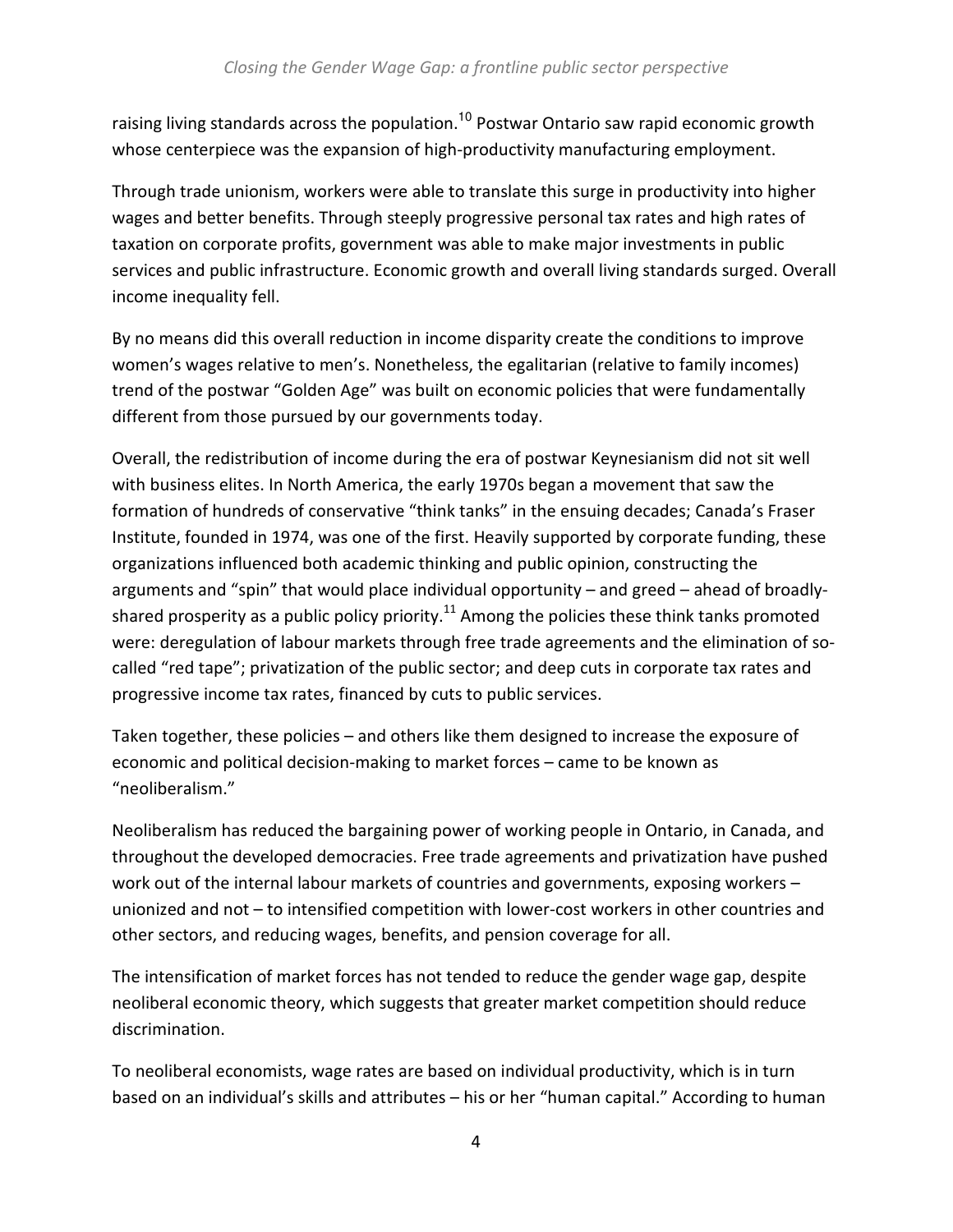raising living standards across the population.[10] Postwar Ontario saw rapid economic growth whose centerpiece was the expansion of high-productivity manufacturing employment.

Through trade unionism, workers were able to translate this surge in productivity into higher wages and better benefits. Through steeply progressive personal tax rates and high rates of taxation on corporate profits, government was able to make major investments in public services and public infrastructure. Economic growth and overall living standards surged. Overall income inequality fell.

By no means did this overall reduction in income disparity create the conditions to improve women's wages relative to men's. Nonetheless, the egalitarian (relative to family incomes) trend of the postwar "Golden Age" was built on economic policies that were fundamentally different from those pursued by our governments today.

Overall, the redistribution of income during the era of postwar Keynesianism did not sit well with business elites. In North America, the early 1970s began a movement that saw the formation of hundreds of conservative "think tanks" in the ensuing decades; Canada's Fraser Institute, founded in 1974, was one of the first. Heavily supported by corporate funding, these organizations influenced both academic thinking and public opinion, constructing the arguments and "spin" that would place individual opportunity – and greed – ahead of broadly-shared prosperity as a public policy priority.[11] Among the policies these think tanks promoted were: deregulation of labour markets through free trade agreements and the elimination of so-called "red tape"; privatization of the public sector; and deep cuts in corporate tax rates and progressive income tax rates, financed by cuts to public services.

Taken together, these policies – and others like them designed to increase the exposure of economic and political decision-making to market forces – came to be known as "neoliberalism."

Neoliberalism has reduced the bargaining power of working people in Ontario, in Canada, and throughout the developed democracies. Free trade agreements and privatization have pushed work out of the internal labour markets of countries and governments, exposing workers – unionized and not – to intensified competition with lower-cost workers in other countries and other sectors, and reducing wages, benefits, and pension coverage for all.

The intensification of market forces has not tended to reduce the gender wage gap, despite neoliberal economic theory, which suggests that greater market competition should reduce discrimination.

To neoliberal economists, wage rates are based on individual productivity, which is in turn based on an individual's skills and attributes – his or her "human capital." According to human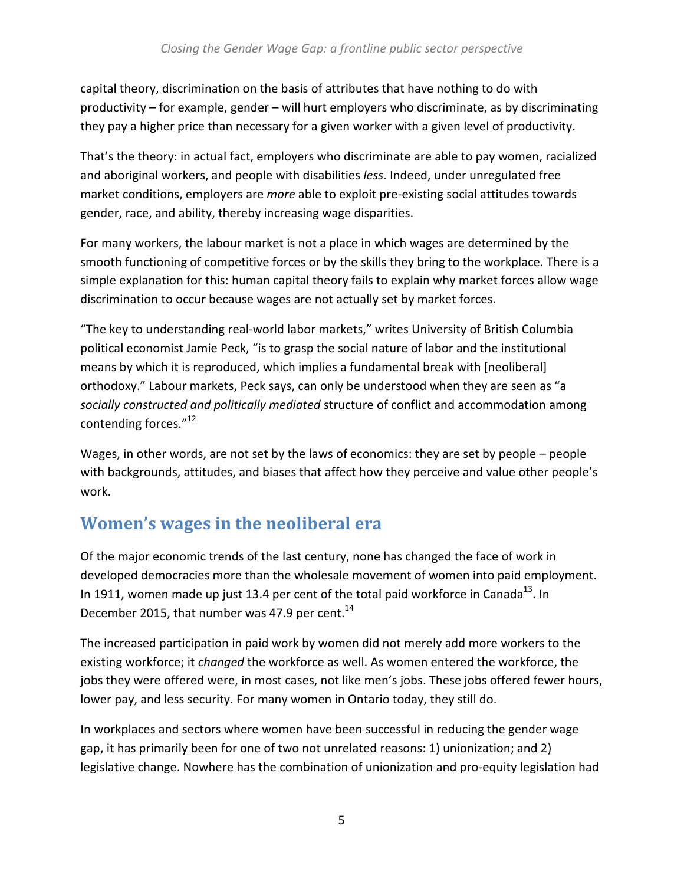capital theory, discrimination on the basis of attributes that have nothing to do with productivity – for example, gender – will hurt employers who discriminate, as by discriminating they pay a higher price than necessary for a given worker with a given level of productivity.

That's the theory: in actual fact, employers who discriminate are able to pay women, racialized and aboriginal workers, and people with disabilities *less*. Indeed, under unregulated free market conditions, employers are *more* able to exploit pre-existing social attitudes towards gender, race, and ability, thereby increasing wage disparities.

For many workers, the labour market is not a place in which wages are determined by the smooth functioning of competitive forces or by the skills they bring to the workplace. There is a simple explanation for this: human capital theory fails to explain why market forces allow wage discrimination to occur because wages are not actually set by market forces.

"The key to understanding real-world labor markets," writes University of British Columbia political economist Jamie Peck, "is to grasp the social nature of labor and the institutional means by which it is reproduced, which implies a fundamental break with [neoliberal] orthodoxy." Labour markets, Peck says, can only be understood when they are seen as "a *socially constructed and politically mediated* structure of conflict and accommodation among contending forces."[12]

Wages, in other words, are not set by the laws of economics: they are set by people – people with backgrounds, attitudes, and biases that affect how they perceive and value other people's work.

## Women's wages in the neoliberal era

Of the major economic trends of the last century, none has changed the face of work in developed democracies more than the wholesale movement of women into paid employment. In 1911, women made up just 13.4 per cent of the total paid workforce in Canada[13]. In December 2015, that number was 47.9 per cent.[14]

The increased participation in paid work by women did not merely add more workers to the existing workforce; it *changed* the workforce as well. As women entered the workforce, the jobs they were offered were, in most cases, not like men's jobs. These jobs offered fewer hours, lower pay, and less security. For many women in Ontario today, they still do.

In workplaces and sectors where women have been successful in reducing the gender wage gap, it has primarily been for one of two not unrelated reasons: 1) unionization; and 2) legislative change. Nowhere has the combination of unionization and pro-equity legislation had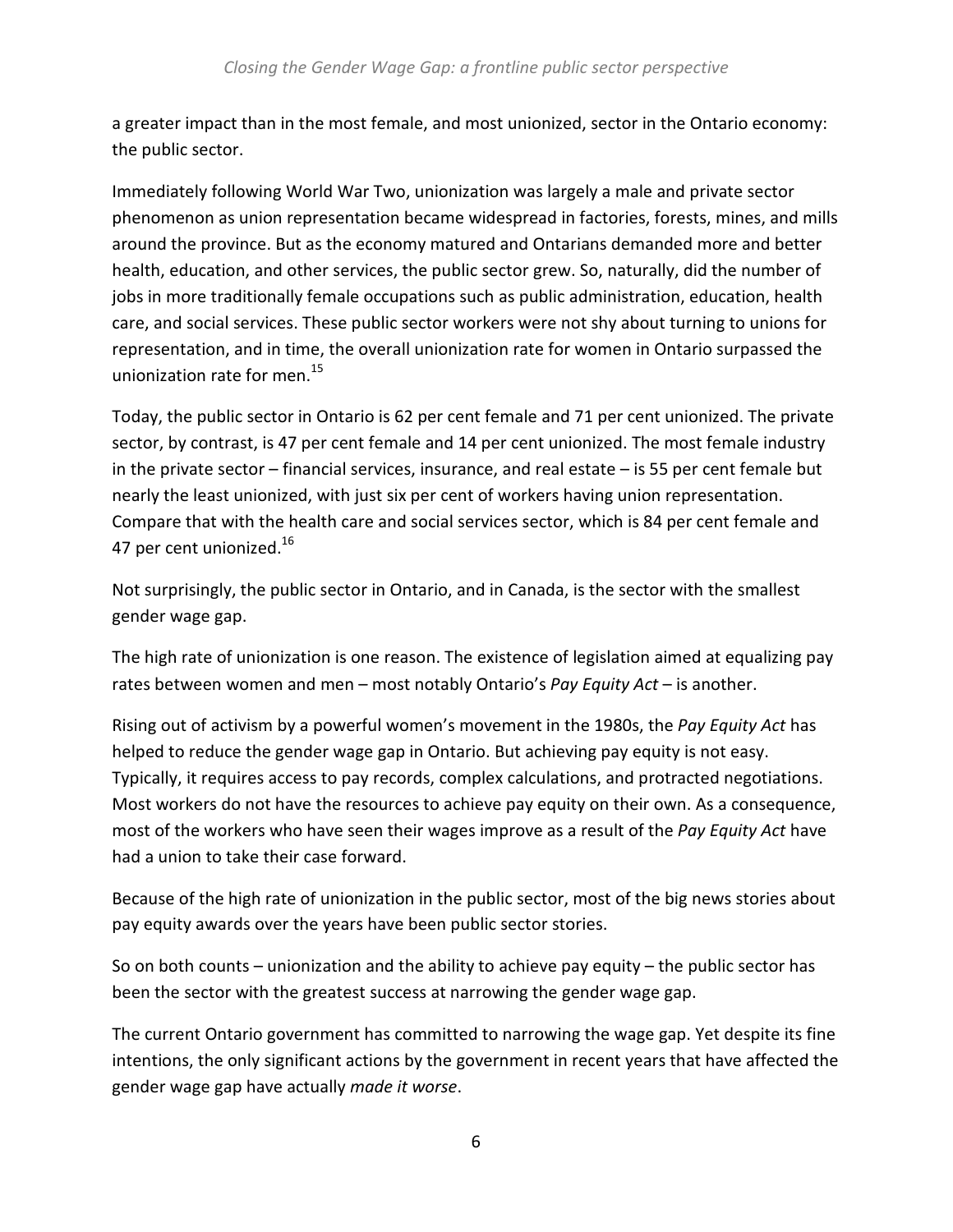a greater impact than in the most female, and most unionized, sector in the Ontario economy: the public sector.

Immediately following World War Two, unionization was largely a male and private sector phenomenon as union representation became widespread in factories, forests, mines, and mills around the province. But as the economy matured and Ontarians demanded more and better health, education, and other services, the public sector grew. So, naturally, did the number of jobs in more traditionally female occupations such as public administration, education, health care, and social services. These public sector workers were not shy about turning to unions for representation, and in time, the overall unionization rate for women in Ontario surpassed the unionization rate for men.[15]

Today, the public sector in Ontario is 62 per cent female and 71 per cent unionized. The private sector, by contrast, is 47 per cent female and 14 per cent unionized. The most female industry in the private sector – financial services, insurance, and real estate – is 55 per cent female but nearly the least unionized, with just six per cent of workers having union representation. Compare that with the health care and social services sector, which is 84 per cent female and 47 per cent unionized.[16]

Not surprisingly, the public sector in Ontario, and in Canada, is the sector with the smallest gender wage gap.

The high rate of unionization is one reason. The existence of legislation aimed at equalizing pay rates between women and men – most notably Ontario's *Pay Equity Act* – is another.

Rising out of activism by a powerful women's movement in the 1980s, the *Pay Equity Act* has helped to reduce the gender wage gap in Ontario. But achieving pay equity is not easy. Typically, it requires access to pay records, complex calculations, and protracted negotiations. Most workers do not have the resources to achieve pay equity on their own. As a consequence, most of the workers who have seen their wages improve as a result of the *Pay Equity Act* have had a union to take their case forward.

Because of the high rate of unionization in the public sector, most of the big news stories about pay equity awards over the years have been public sector stories.

So on both counts – unionization and the ability to achieve pay equity – the public sector has been the sector with the greatest success at narrowing the gender wage gap.

The current Ontario government has committed to narrowing the wage gap. Yet despite its fine intentions, the only significant actions by the government in recent years that have affected the gender wage gap have actually *made it worse*.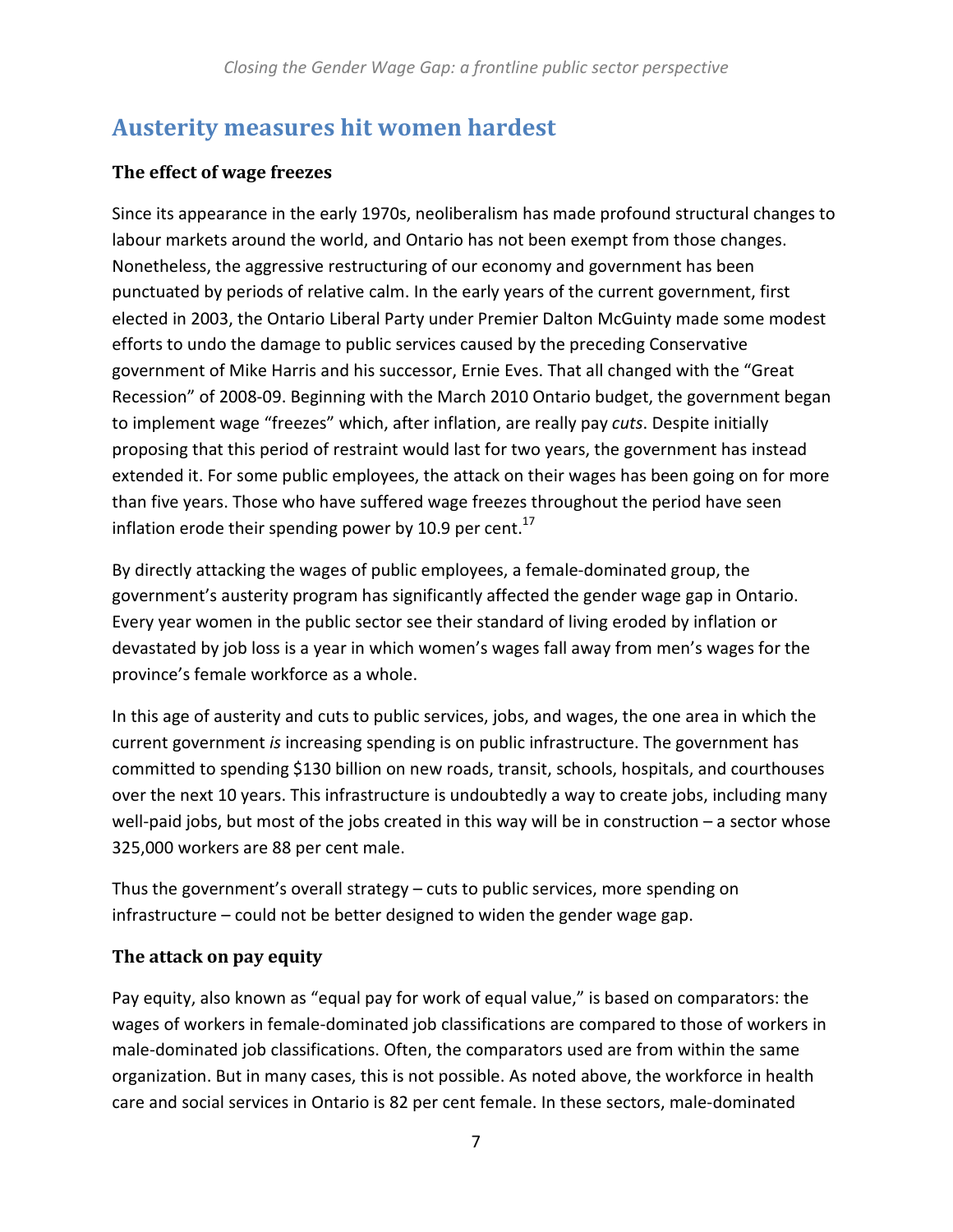## Austerity measures hit women hardest

### The effect of wage freezes

Since its appearance in the early 1970s, neoliberalism has made profound structural changes to labour markets around the world, and Ontario has not been exempt from those changes. Nonetheless, the aggressive restructuring of our economy and government has been punctuated by periods of relative calm. In the early years of the current government, first elected in 2003, the Ontario Liberal Party under Premier Dalton McGuinty made some modest efforts to undo the damage to public services caused by the preceding Conservative government of Mike Harris and his successor, Ernie Eves. That all changed with the "Great Recession" of 2008-09. Beginning with the March 2010 Ontario budget, the government began to implement wage "freezes" which, after inflation, are really pay *cuts*. Despite initially proposing that this period of restraint would last for two years, the government has instead extended it. For some public employees, the attack on their wages has been going on for more than five years. Those who have suffered wage freezes throughout the period have seen inflation erode their spending power by 10.9 per cent.[17]

By directly attacking the wages of public employees, a female-dominated group, the government's austerity program has significantly affected the gender wage gap in Ontario. Every year women in the public sector see their standard of living eroded by inflation or devastated by job loss is a year in which women's wages fall away from men's wages for the province's female workforce as a whole.

In this age of austerity and cuts to public services, jobs, and wages, the one area in which the current government *is* increasing spending is on public infrastructure. The government has committed to spending $130 billion on new roads, transit, schools, hospitals, and courthouses over the next 10 years. This infrastructure is undoubtedly a way to create jobs, including many well-paid jobs, but most of the jobs created in this way will be in construction – a sector whose 325,000 workers are 88 per cent male.

Thus the government's overall strategy – cuts to public services, more spending on infrastructure – could not be better designed to widen the gender wage gap.

### The attack on pay equity

Pay equity, also known as "equal pay for work of equal value," is based on comparators: the wages of workers in female-dominated job classifications are compared to those of workers in male-dominated job classifications. Often, the comparators used are from within the same organization. But in many cases, this is not possible. As noted above, the workforce in health care and social services in Ontario is 82 per cent female. In these sectors, male-dominated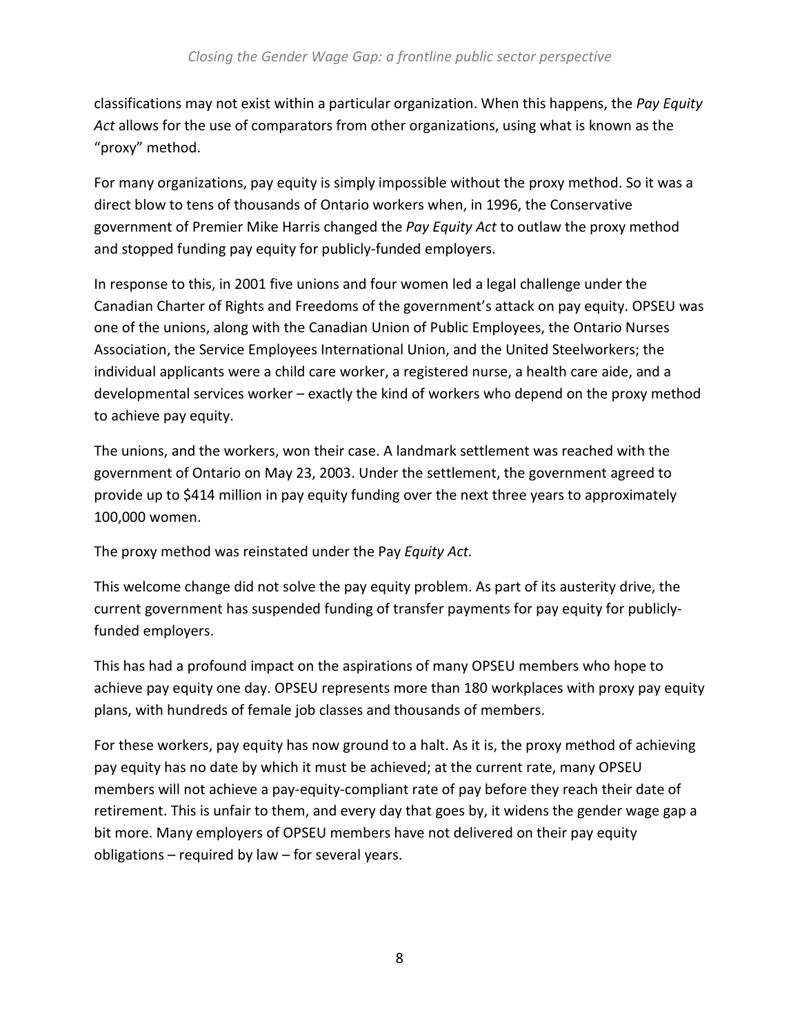classifications may not exist within a particular organization. When this happens, the *Pay Equity Act* allows for the use of comparators from other organizations, using what is known as the "proxy" method.

For many organizations, pay equity is simply impossible without the proxy method. So it was a direct blow to tens of thousands of Ontario workers when, in 1996, the Conservative government of Premier Mike Harris changed the *Pay Equity Act* to outlaw the proxy method and stopped funding pay equity for publicly-funded employers.

In response to this, in 2001 five unions and four women led a legal challenge under the Canadian Charter of Rights and Freedoms of the government's attack on pay equity. OPSEU was one of the unions, along with the Canadian Union of Public Employees, the Ontario Nurses Association, the Service Employees International Union, and the United Steelworkers; the individual applicants were a child care worker, a registered nurse, a health care aide, and a developmental services worker – exactly the kind of workers who depend on the proxy method to achieve pay equity.

The unions, and the workers, won their case. A landmark settlement was reached with the government of Ontario on May 23, 2003. Under the settlement, the government agreed to provide up to $414 million in pay equity funding over the next three years to approximately 100,000 women.

The proxy method was reinstated under the Pay *Equity Act.*

This welcome change did not solve the pay equity problem. As part of its austerity drive, the current government has suspended funding of transfer payments for pay equity for publicly-funded employers.

This has had a profound impact on the aspirations of many OPSEU members who hope to achieve pay equity one day. OPSEU represents more than 180 workplaces with proxy pay equity plans, with hundreds of female job classes and thousands of members.

For these workers, pay equity has now ground to a halt. As it is, the proxy method of achieving pay equity has no date by which it must be achieved; at the current rate, many OPSEU members will not achieve a pay-equity-compliant rate of pay before they reach their date of retirement. This is unfair to them, and every day that goes by, it widens the gender wage gap a bit more. Many employers of OPSEU members have not delivered on their pay equity obligations – required by law – for several years.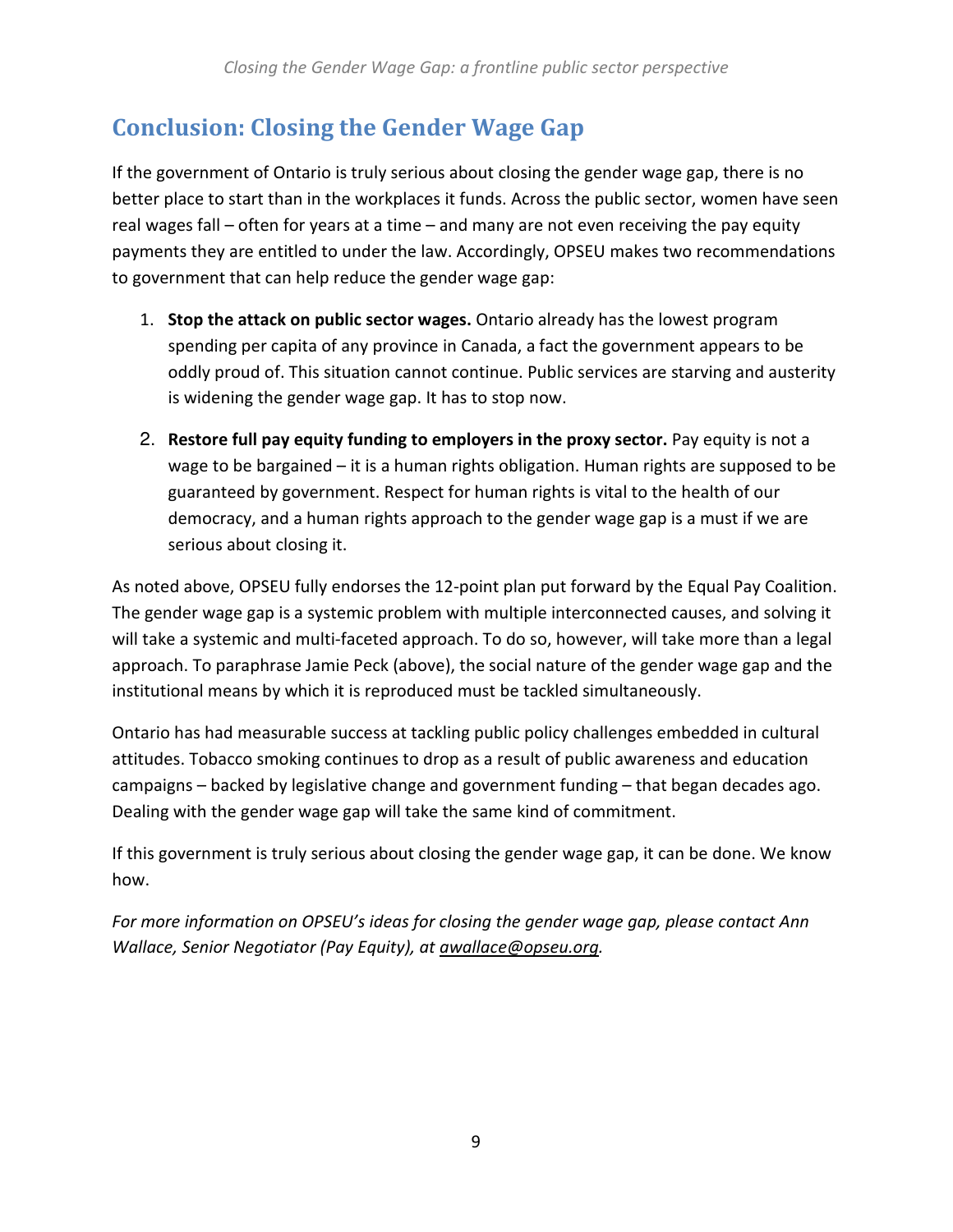## Conclusion: Closing the Gender Wage Gap

If the government of Ontario is truly serious about closing the gender wage gap, there is no better place to start than in the workplaces it funds. Across the public sector, women have seen real wages fall – often for years at a time – and many are not even receiving the pay equity payments they are entitled to under the law. Accordingly, OPSEU makes two recommendations to government that can help reduce the gender wage gap:

1. **Stop the attack on public sector wages.** Ontario already has the lowest program spending per capita of any province in Canada, a fact the government appears to be oddly proud of. This situation cannot continue. Public services are starving and austerity is widening the gender wage gap. It has to stop now.
2. **Restore full pay equity funding to employers in the proxy sector.** Pay equity is not a wage to be bargained – it is a human rights obligation. Human rights are supposed to be guaranteed by government. Respect for human rights is vital to the health of our democracy, and a human rights approach to the gender wage gap is a must if we are serious about closing it.

As noted above, OPSEU fully endorses the 12-point plan put forward by the Equal Pay Coalition. The gender wage gap is a systemic problem with multiple interconnected causes, and solving it will take a systemic and multi-faceted approach. To do so, however, will take more than a legal approach. To paraphrase Jamie Peck (above), the social nature of the gender wage gap and the institutional means by which it is reproduced must be tackled simultaneously.

Ontario has had measurable success at tackling public policy challenges embedded in cultural attitudes. Tobacco smoking continues to drop as a result of public awareness and education campaigns – backed by legislative change and government funding – that began decades ago. Dealing with the gender wage gap will take the same kind of commitment.

If this government is truly serious about closing the gender wage gap, it can be done. We know how.

*For more information on OPSEU's ideas for closing the gender wage gap, please contact Ann Wallace, Senior Negotiator (Pay Equity), at awallace@opseu.org.*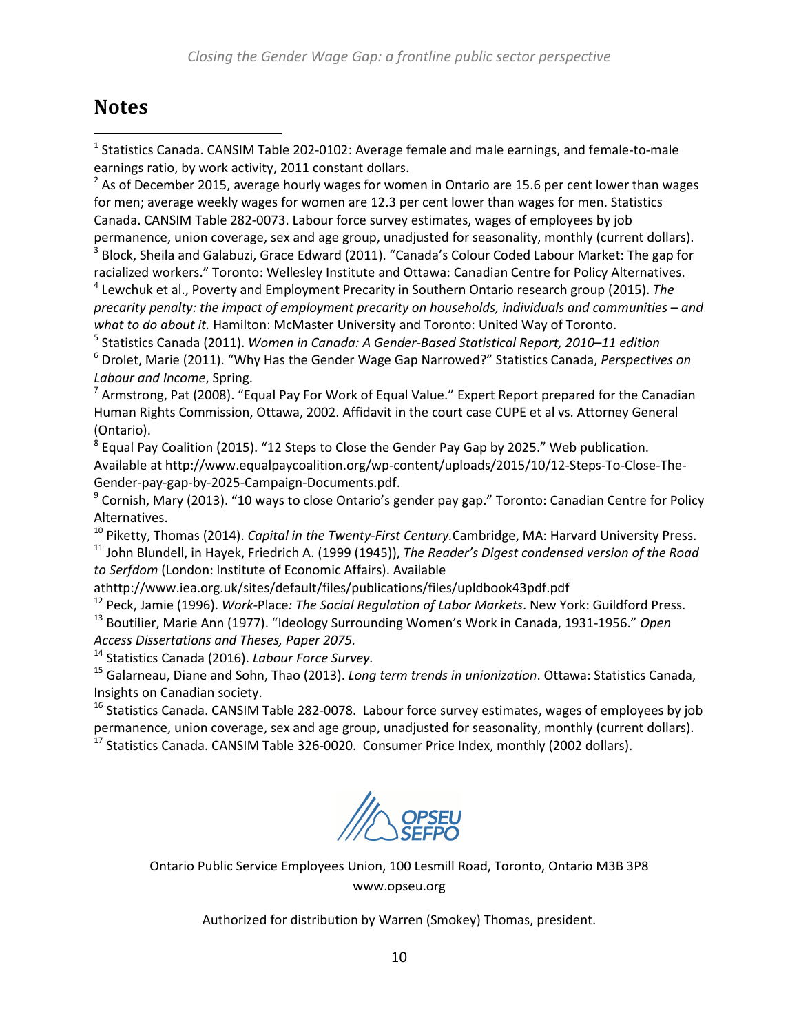## Notes

[1] Statistics Canada. CANSIM Table 202-0102: Average female and male earnings, and female-to-male earnings ratio, by work activity, 2011 constant dollars.

[2] As of December 2015, average hourly wages for women in Ontario are 15.6 per cent lower than wages for men; average weekly wages for women are 12.3 per cent lower than wages for men. Statistics Canada. CANSIM Table 282-0073. Labour force survey estimates, wages of employees by job permanence, union coverage, sex and age group, unadjusted for seasonality, monthly (current dollars).

[3] Block, Sheila and Galabuzi, Grace Edward (2011). "Canada's Colour Coded Labour Market: The gap for racialized workers." Toronto: Wellesley Institute and Ottawa: Canadian Centre for Policy Alternatives.

[4] Lewchuk et al., Poverty and Employment Precarity in Southern Ontario research group (2015). *The precarity penalty: the impact of employment precarity on households, individuals and communities – and what to do about it.* Hamilton: McMaster University and Toronto: United Way of Toronto.

[5] Statistics Canada (2011). *Women in Canada: A Gender-Based Statistical Report, 2010–11 edition*

[6] Drolet, Marie (2011). "Why Has the Gender Wage Gap Narrowed?" Statistics Canada, *Perspectives on Labour and Income*, Spring.

[7] Armstrong, Pat (2008). "Equal Pay For Work of Equal Value." Expert Report prepared for the Canadian Human Rights Commission, Ottawa, 2002. Affidavit in the court case CUPE et al vs. Attorney General (Ontario).

[8] Equal Pay Coalition (2015). "12 Steps to Close the Gender Pay Gap by 2025." Web publication. Available at http://www.equalpaycoalition.org/wp-content/uploads/2015/10/12-Steps-To-Close-The-Gender-pay-gap-by-2025-Campaign-Documents.pdf.

[9] Cornish, Mary (2013). "10 ways to close Ontario's gender pay gap." Toronto: Canadian Centre for Policy Alternatives.

[10] Piketty, Thomas (2014). *Capital in the Twenty-First Century.*Cambridge, MA: Harvard University Press.

[11] John Blundell, in Hayek, Friedrich A. (1999 (1945)), *The Reader's Digest condensed version of the Road to Serfdom* (London: Institute of Economic Affairs). Available athttp://www.iea.org.uk/sites/default/files/publications/files/upldbook43pdf.pdf

[12] Peck, Jamie (1996). *Work-Place: The Social Regulation of Labor Markets*. New York: Guildford Press.

[13] Boutilier, Marie Ann (1977). "Ideology Surrounding Women's Work in Canada, 1931-1956." *Open Access Dissertations and Theses, Paper 2075.*

[14] Statistics Canada (2016). *Labour Force Survey.*

[15] Galarneau, Diane and Sohn, Thao (2013). *Long term trends in unionization*. Ottawa: Statistics Canada, Insights on Canadian society.

[16] Statistics Canada. CANSIM Table 282-0078. Labour force survey estimates, wages of employees by job permanence, union coverage, sex and age group, unadjusted for seasonality, monthly (current dollars).

[17] Statistics Canada. CANSIM Table 326-0020. Consumer Price Index, monthly (2002 dollars).

OPSEU SEFPO

Ontario Public Service Employees Union, 100 Lesmill Road, Toronto, Ontario M3B 3P8
www.opseu.org

Authorized for distribution by Warren (Smokey) Thomas, president.